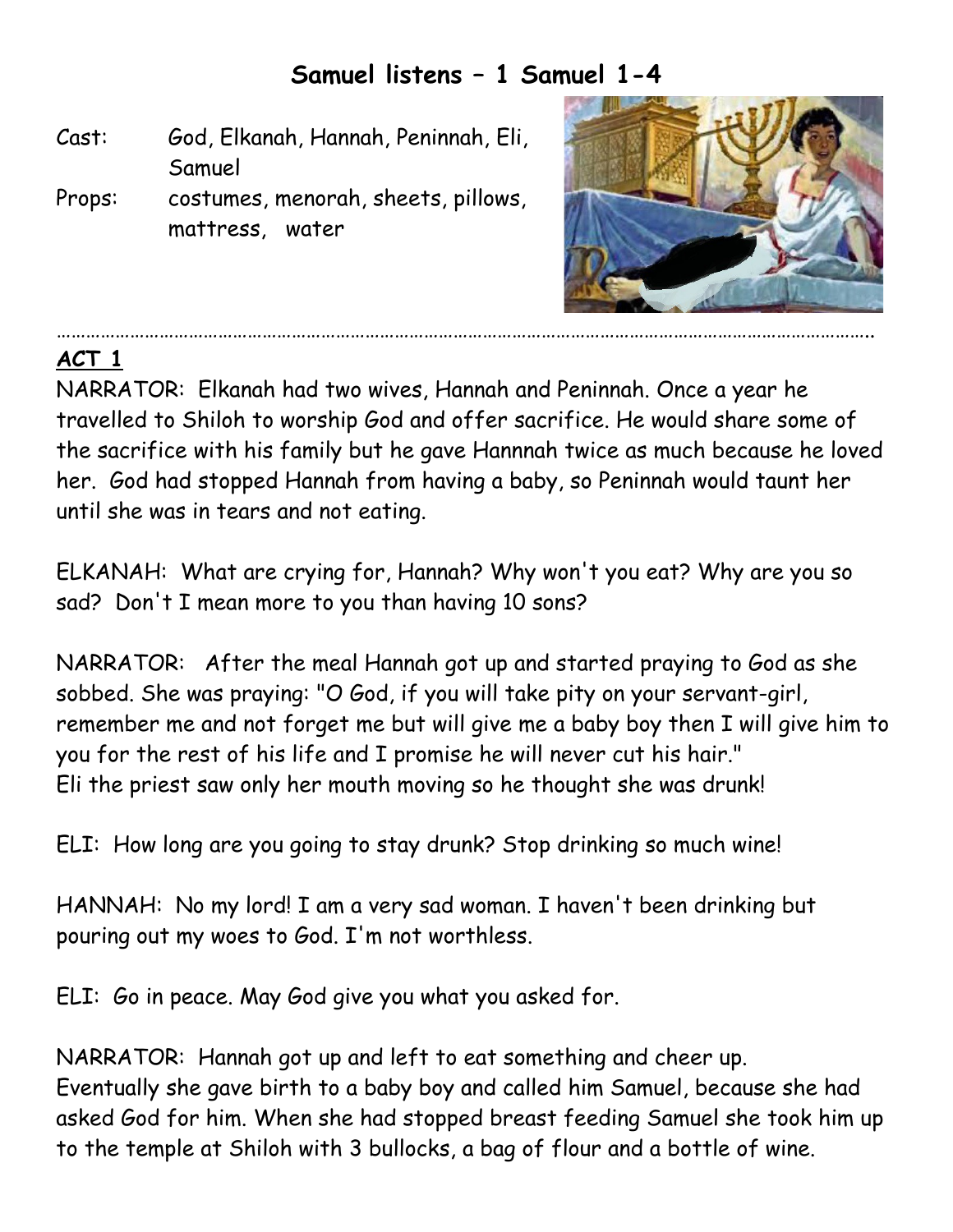## Samuel listens – 1 Samuel 1-4

Cast: God, Elkanah, Hannah, Peninnah, Eli, Samuel

Props: costumes, menorah, sheets, pillows, mattress, water

---

**ACT 1**

NARRATOR: Elkanah had two wives, Hannah and Peninnah. Once a year he travelled to Shiloh to worship God and offer sacrifice. He would share some of the sacrifice with his family but he gave Hannnah twice as much because he loved her. God had stopped Hannah from having a baby, so Peninnah would taunt her until she was in tears and not eating.

ELKANAH: What are crying for, Hannah? Why won't you eat? Why are you so sad? Don't I mean more to you than having 10 sons?

NARRATOR: After the meal Hannah got up and started praying to God as she sobbed. She was praying: "O God, if you will take pity on your servant-girl, remember me and not forget me but will give me a baby boy then I will give him to you for the rest of his life and I promise he will never cut his hair."
Eli the priest saw only her mouth moving so he thought she was drunk!

ELI: How long are you going to stay drunk? Stop drinking so much wine!

HANNAH: No my lord! I am a very sad woman. I haven't been drinking but pouring out my woes to God. I'm not worthless.

ELI: Go in peace. May God give you what you asked for.

NARRATOR: Hannah got up and left to eat something and cheer up.
Eventually she gave birth to a baby boy and called him Samuel, because she had asked God for him. When she had stopped breast feeding Samuel she took him up to the temple at Shiloh with 3 bullocks, a bag of flour and a bottle of wine.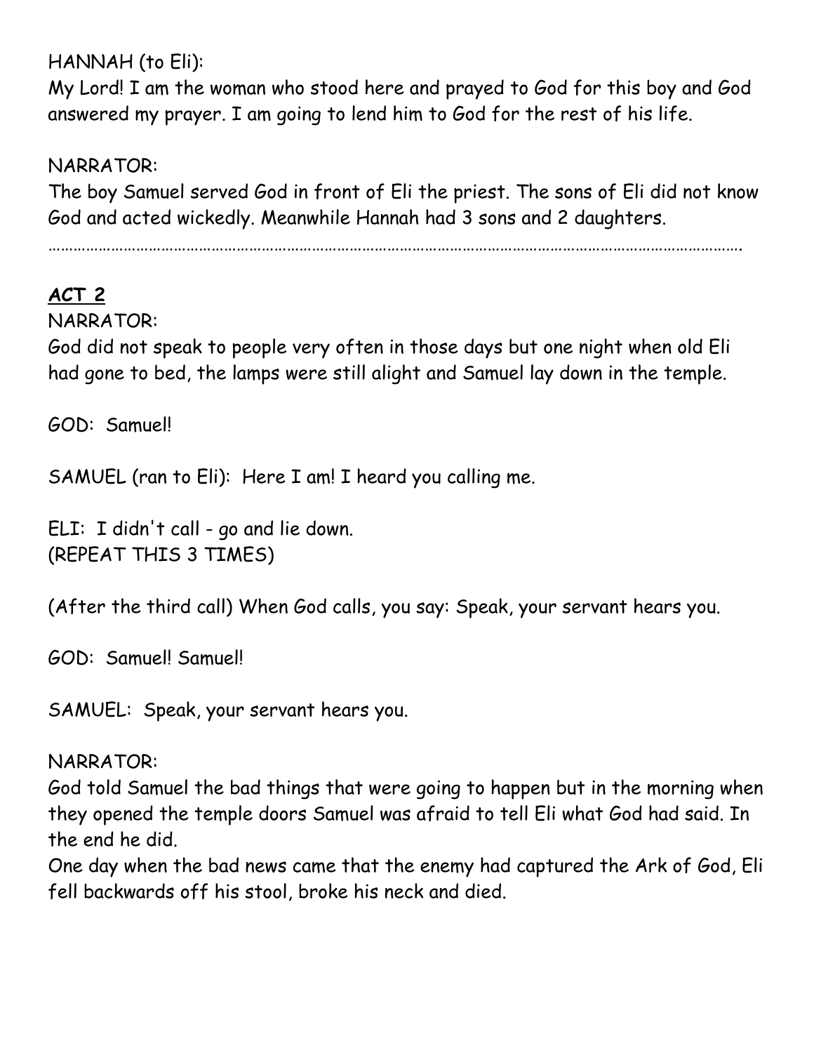HANNAH (to Eli):

My Lord! I am the woman who stood here and prayed to God for this boy and God answered my prayer. I am going to lend him to God for the rest of his life.

NARRATOR:

The boy Samuel served God in front of Eli the priest. The sons of Eli did not know God and acted wickedly. Meanwhile Hannah had 3 sons and 2 daughters.

…………………………………………………………………………………………………………………………………………………

## ACT 2

NARRATOR:

God did not speak to people very often in those days but one night when old Eli had gone to bed, the lamps were still alight and Samuel lay down in the temple.

GOD: Samuel!

SAMUEL (ran to Eli): Here I am! I heard you calling me.

ELI: I didn't call - go and lie down.
(REPEAT THIS 3 TIMES)

(After the third call) When God calls, you say: Speak, your servant hears you.

GOD: Samuel! Samuel!

SAMUEL: Speak, your servant hears you.

NARRATOR:

God told Samuel the bad things that were going to happen but in the morning when they opened the temple doors Samuel was afraid to tell Eli what God had said. In the end he did.

One day when the bad news came that the enemy had captured the Ark of God, Eli fell backwards off his stool, broke his neck and died.